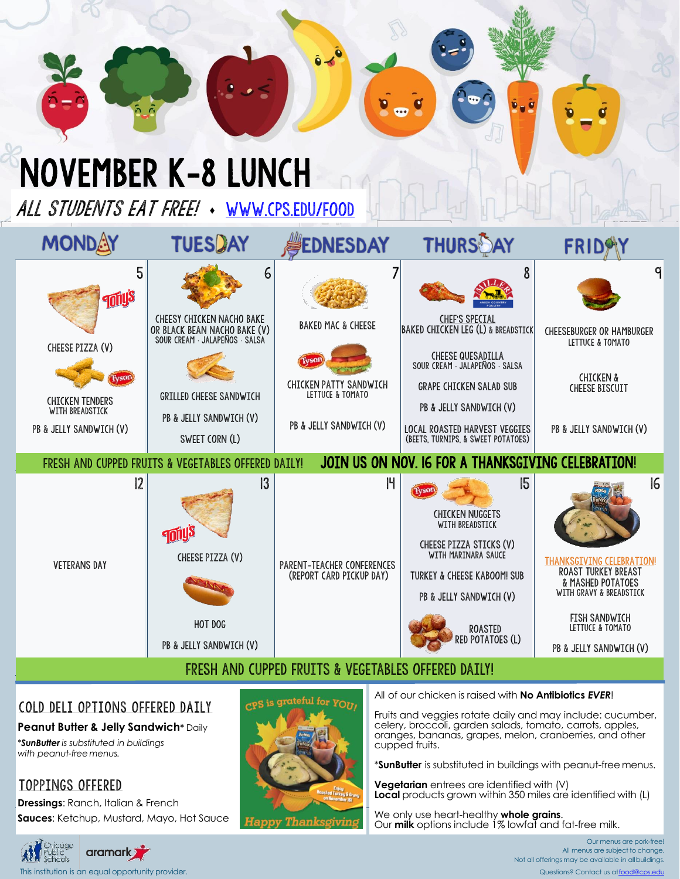# NOVEMBER K-8 LUNCH

*ALL STUDENTS EAT FREE!* • WWW.CPS.EDU/FOOD

| MONDAY | TUESDAY | WEDNESDAY | THURSDAY | FRIDAY |
|---|---|---|---|---|
| **5**<br>CHEESE PIZZA (V)<br>CHICKEN TENDERS WITH BREADSTICK<br>PB & JELLY SANDWICH (V) | **6**<br>CHEESY CHICKEN NACHO BAKE OR BLACK BEAN NACHO BAKE (V)<br>SOUR CREAM · JALAPEÑOS · SALSA<br>GRILLED CHEESE SANDWICH<br>PB & JELLY SANDWICH (V)<br>SWEET CORN (L) | **7**<br>BAKED MAC & CHEESE<br>CHICKEN PATTY SANDWICH LETTUCE & TOMATO<br>PB & JELLY SANDWICH (V) | **8**<br>CHEF'S SPECIAL<br>BAKED CHICKEN LEG (L) & BREADSTICK<br>CHEESE QUESADILLA<br>SOUR CREAM · JALAPEÑOS · SALSA<br>GRAPE CHICKEN SALAD SUB<br>PB & JELLY SANDWICH (V)<br>LOCAL ROASTED HARVEST VEGGIES (BEETS, TURNIPS, & SWEET POTATOES) | **9**<br>CHEESEBURGER OR HAMBURGER LETTUCE & TOMATO<br>CHICKEN & CHEESE BISCUIT<br>PB & JELLY SANDWICH (V) |
| FRESH AND CUPPED FRUITS & VEGETABLES OFFERED DAILY! | | JOIN US ON NOV. 16 FOR A THANKSGIVING CELEBRATION! | | |
| **12**<br>VETERANS DAY | **13**<br>CHEESE PIZZA (V)<br>HOT DOG<br>PB & JELLY SANDWICH (V) | **14**<br>PARENT-TEACHER CONFERENCES (REPORT CARD PICKUP DAY) | **15**<br>CHICKEN NUGGETS WITH BREADSTICK<br>CHEESE PIZZA STICKS (V) WITH MARINARA SAUCE<br>TURKEY & CHEESE KABOOM! SUB<br>PB & JELLY SANDWICH (V)<br>ROASTED RED POTATOES (L) | **16**<br>THANKSGIVING CELEBRATION!<br>ROAST TURKEY BREAST & MASHED POTATOES WITH GRAVY & BREADSTICK<br>FISH SANDWICH LETTUCE & TOMATO<br>PB & JELLY SANDWICH (V) |

FRESH AND CUPPED FRUITS & VEGETABLES OFFERED DAILY!

## COLD DELI OPTIONS OFFERED DAILY

**Peanut Butter & Jelly Sandwich*** Daily

*\*SunButter is substituted in buildings with peanut-free menus.*

## TOPPINGS OFFERED

**Dressings**: Ranch, Italian & French

**Sauces**: Ketchup, Mustard, Mayo, Hot Sauce

CPS is grateful for YOU! Happy Thanksgiving

All of our chicken is raised with **No Antibiotics *EVER***!

Fruits and veggies rotate daily and may include: cucumber, celery, broccoli, garden salads, tomato, carrots, apples, oranges, bananas, grapes, melon, cranberries, and other cupped fruits.

*\*SunButter* is substituted in buildings with peanut-free menus.

**Vegetarian** entrees are identified with (V)
**Local** products grown within 350 miles are identified with (L)

We only use heart-healthy **whole grains**.
Our **milk** options include 1% lowfat and fat-free milk.

This institution is an equal opportunity provider.

Our menus are pork-free!
All menus are subject to change.
Not all offerings may be available in all buildings.
Questions? Contact us at food@cps.edu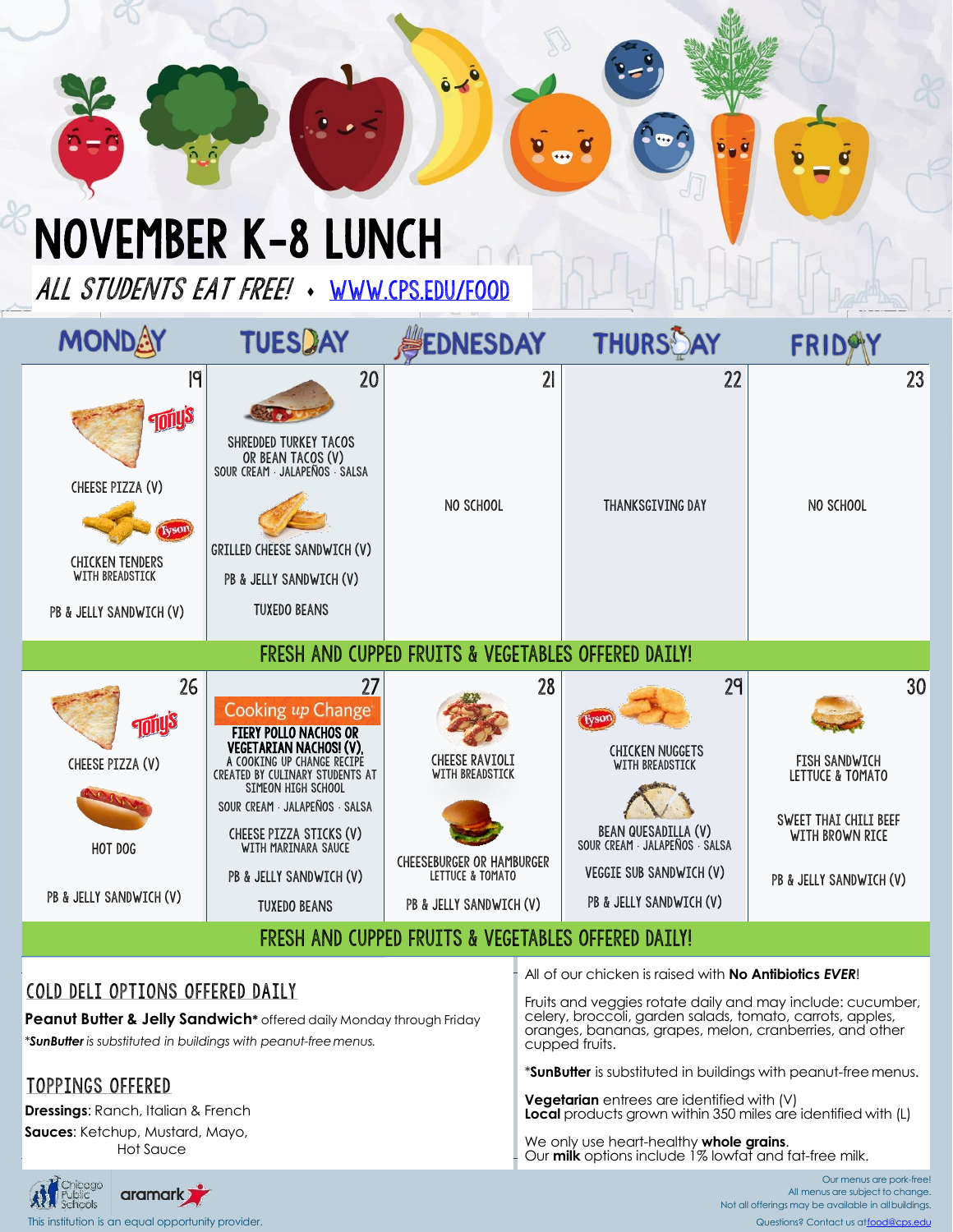# NOVEMBER K-8 LUNCH

*ALL STUDENTS EAT FREE!* • WWW.CPS.EDU/FOOD

| MONDAY | TUESDAY | WEDNESDAY | THURSDAY | FRIDAY |
|---|---|---|---|---|
| 19<br>Tony's CHEESE PIZZA (V)<br>Tyson CHICKEN TENDERS WITH BREADSTICK<br>PB & JELLY SANDWICH (V) | 20<br>SHREDDED TURKEY TACOS OR BEAN TACOS (V)<br>SOUR CREAM · JALAPEÑOS · SALSA<br>GRILLED CHEESE SANDWICH (V)<br>PB & JELLY SANDWICH (V)<br>TUXEDO BEANS | 21<br>NO SCHOOL | 22<br>THANKSGIVING DAY | 23<br>NO SCHOOL |
| FRESH AND CUPPED FRUITS & VEGETABLES OFFERED DAILY! | | | | |
| 26<br>Tony's CHEESE PIZZA (V)<br>HOT DOG<br>PB & JELLY SANDWICH (V) | 27<br>Cooking up Change<br>FIERY POLLO NACHOS OR VEGETARIAN NACHOS! (V), A COOKING UP CHANGE RECIPE CREATED BY CULINARY STUDENTS AT SIMEON HIGH SCHOOL<br>SOUR CREAM · JALAPEÑOS · SALSA<br>CHEESE PIZZA STICKS (V) WITH MARINARA SAUCE<br>PB & JELLY SANDWICH (V)<br>TUXEDO BEANS | 28<br>CHEESE RAVIOLI WITH BREADSTICK<br>CHEESEBURGER OR HAMBURGER LETTUCE & TOMATO<br>PB & JELLY SANDWICH (V) | 29<br>Tyson CHICKEN NUGGETS WITH BREADSTICK<br>BEAN QUESADILLA (V)<br>SOUR CREAM · JALAPEÑOS · SALSA<br>VEGGIE SUB SANDWICH (V)<br>PB & JELLY SANDWICH (V) | 30<br>FISH SANDWICH LETTUCE & TOMATO<br>SWEET THAI CHILI BEEF WITH BROWN RICE<br>PB & JELLY SANDWICH (V) |
| FRESH AND CUPPED FRUITS & VEGETABLES OFFERED DAILY! | | | | |

## COLD DELI OPTIONS OFFERED DAILY

**Peanut Butter & Jelly Sandwich*** offered daily Monday through Friday

**SunButter* is substituted in buildings with peanut-free menus.*

## TOPPINGS OFFERED

**Dressings**: Ranch, Italian & French

**Sauces**: Ketchup, Mustard, Mayo, Hot Sauce

All of our chicken is raised with **No Antibiotics *EVER***!

Fruits and veggies rotate daily and may include: cucumber, celery, broccoli, garden salads, tomato, carrots, apples, oranges, bananas, grapes, melon, cranberries, and other cupped fruits.

***SunButter** is substituted in buildings with peanut-free menus.

**Vegetarian** entrees are identified with (V)
**Local** products grown within 350 miles are identified with (L)

We only use heart-healthy **whole grains**.
Our **milk** options include 1% lowfat and fat-free milk.

Chicago Public Schools · aramark

This institution is an equal opportunity provider.

Our menus are pork-free!
All menus are subject to change.
Not all offerings may be available in all buildings.
Questions? Contact us at food@cps.edu